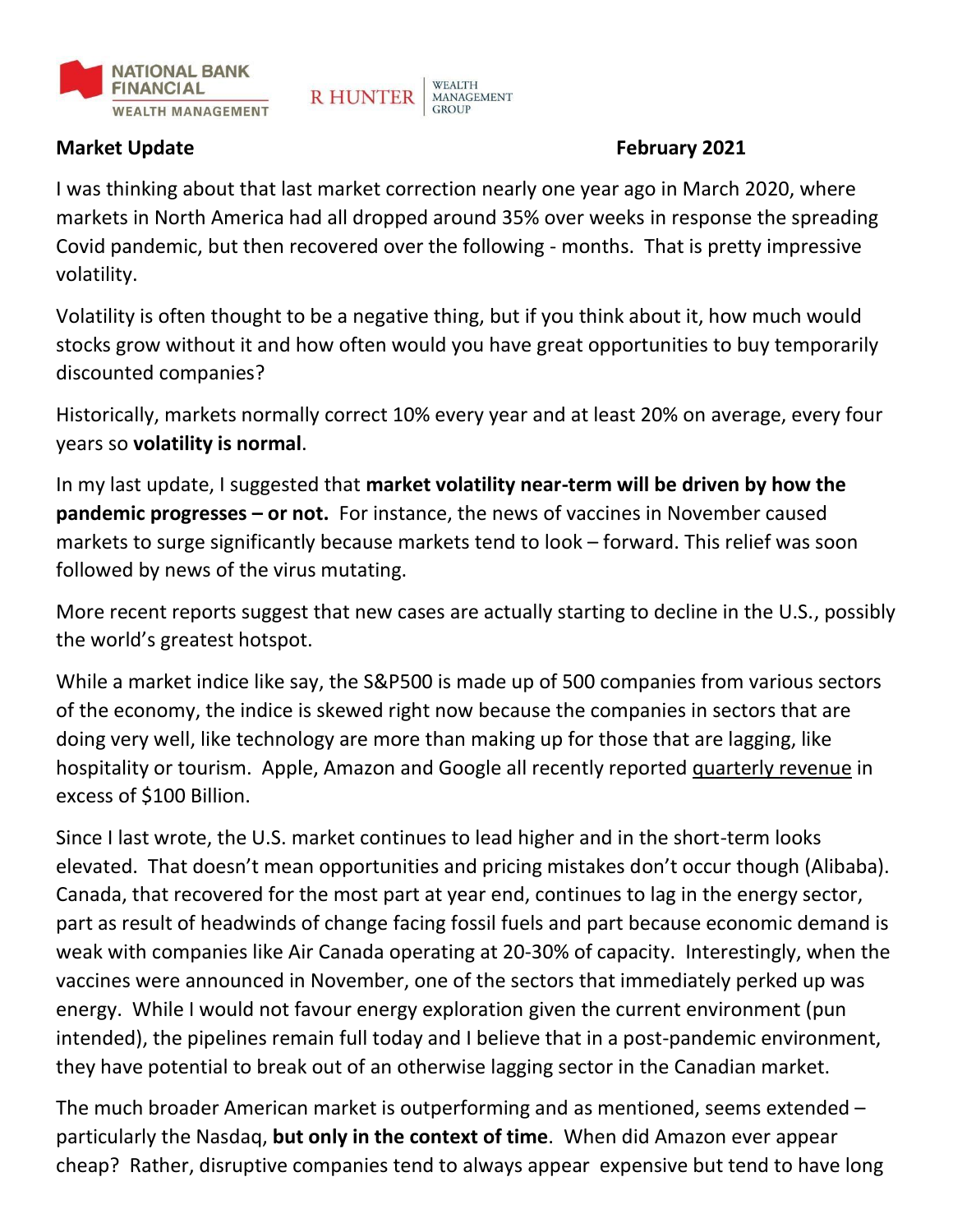NATIONAL BANK FINANCIAL WEALTH MANAGEMENT | R HUNTER WEALTH MANAGEMENT GROUP

**Market Update** **February 2021**

I was thinking about that last market correction nearly one year ago in March 2020, where markets in North America had all dropped around 35% over weeks in response the spreading Covid pandemic, but then recovered over the following - months. That is pretty impressive volatility.

Volatility is often thought to be a negative thing, but if you think about it, how much would stocks grow without it and how often would you have great opportunities to buy temporarily discounted companies?

Historically, markets normally correct 10% every year and at least 20% on average, every four years so **volatility is normal**.

In my last update, I suggested that **market volatility near-term will be driven by how the pandemic progresses – or not.** For instance, the news of vaccines in November caused markets to surge significantly because markets tend to look – forward. This relief was soon followed by news of the virus mutating.

More recent reports suggest that new cases are actually starting to decline in the U.S., possibly the world's greatest hotspot.

While a market indice like say, the S&P500 is made up of 500 companies from various sectors of the economy, the indice is skewed right now because the companies in sectors that are doing very well, like technology are more than making up for those that are lagging, like hospitality or tourism. Apple, Amazon and Google all recently reported <u>quarterly revenue</u> in excess of $100 Billion.

Since I last wrote, the U.S. market continues to lead higher and in the short-term looks elevated. That doesn't mean opportunities and pricing mistakes don't occur though (Alibaba). Canada, that recovered for the most part at year end, continues to lag in the energy sector, part as result of headwinds of change facing fossil fuels and part because economic demand is weak with companies like Air Canada operating at 20-30% of capacity. Interestingly, when the vaccines were announced in November, one of the sectors that immediately perked up was energy. While I would not favour energy exploration given the current environment (pun intended), the pipelines remain full today and I believe that in a post-pandemic environment, they have potential to break out of an otherwise lagging sector in the Canadian market.

The much broader American market is outperforming and as mentioned, seems extended – particularly the Nasdaq, **but only in the context of time**. When did Amazon ever appear cheap? Rather, disruptive companies tend to always appear expensive but tend to have long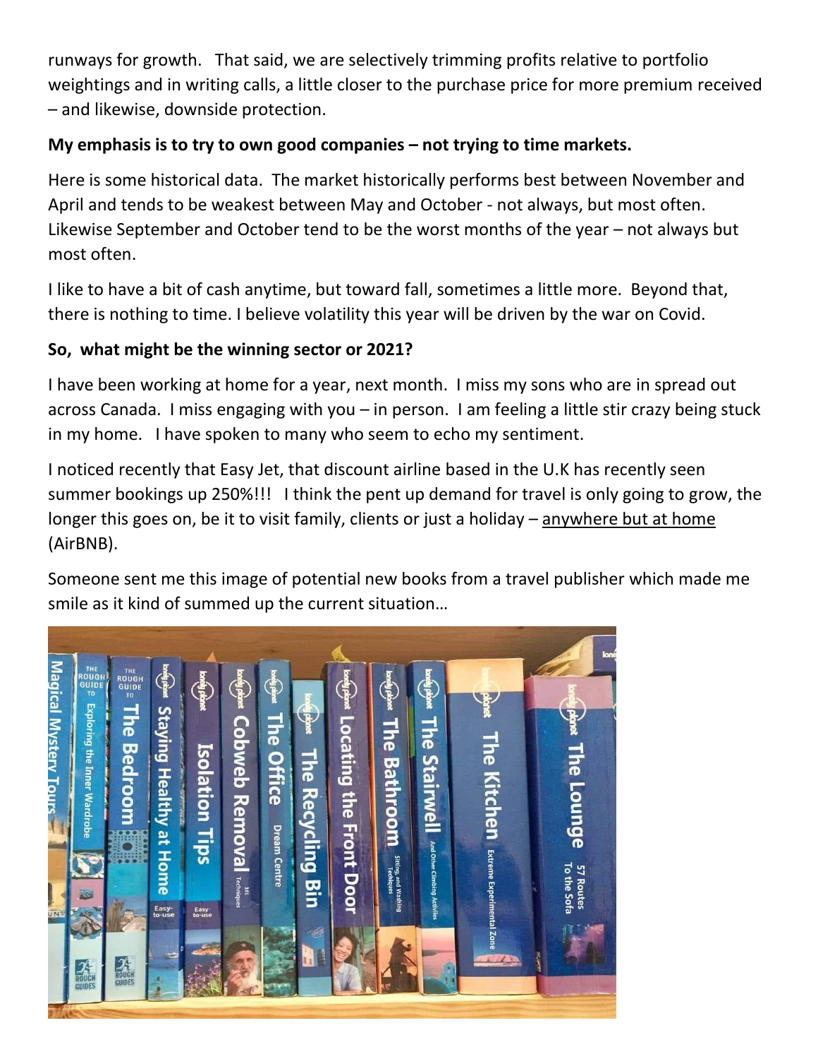runways for growth. That said, we are selectively trimming profits relative to portfolio weightings and in writing calls, a little closer to the purchase price for more premium received – and likewise, downside protection.

**My emphasis is to try to own good companies – not trying to time markets.**

Here is some historical data. The market historically performs best between November and April and tends to be weakest between May and October - not always, but most often. Likewise September and October tend to be the worst months of the year – not always but most often.

I like to have a bit of cash anytime, but toward fall, sometimes a little more. Beyond that, there is nothing to time. I believe volatility this year will be driven by the war on Covid.

**So, what might be the winning sector or 2021?**

I have been working at home for a year, next month. I miss my sons who are in spread out across Canada. I miss engaging with you – in person. I am feeling a little stir crazy being stuck in my home. I have spoken to many who seem to echo my sentiment.

I noticed recently that Easy Jet, that discount airline based in the U.K has recently seen summer bookings up 250%!!! I think the pent up demand for travel is only going to grow, the longer this goes on, be it to visit family, clients or just a holiday – <u>anywhere but at home</u> (AirBNB).

Someone sent me this image of potential new books from a travel publisher which made me smile as it kind of summed up the current situation…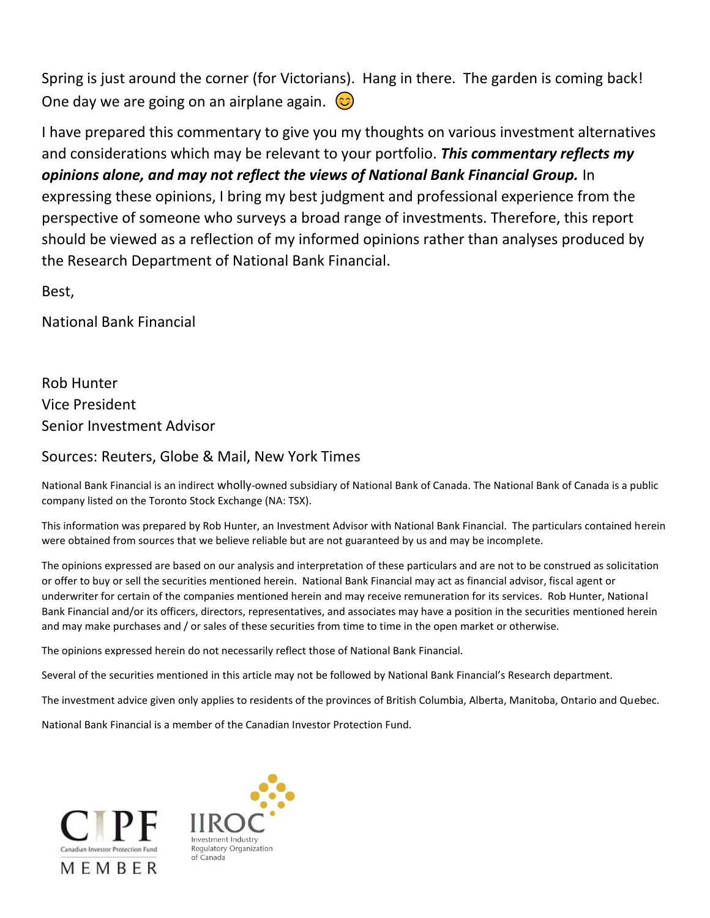Spring is just around the corner (for Victorians). Hang in there. The garden is coming back! One day we are going on an airplane again. 😊

I have prepared this commentary to give you my thoughts on various investment alternatives and considerations which may be relevant to your portfolio. ***This commentary reflects my opinions alone, and may not reflect the views of National Bank Financial Group.*** In expressing these opinions, I bring my best judgment and professional experience from the perspective of someone who surveys a broad range of investments. Therefore, this report should be viewed as a reflection of my informed opinions rather than analyses produced by the Research Department of National Bank Financial.

Best,

National Bank Financial

Rob Hunter
Vice President
Senior Investment Advisor

Sources: Reuters, Globe & Mail, New York Times

National Bank Financial is an indirect wholly-owned subsidiary of National Bank of Canada. The National Bank of Canada is a public company listed on the Toronto Stock Exchange (NA: TSX).

This information was prepared by Rob Hunter, an Investment Advisor with National Bank Financial. The particulars contained herein were obtained from sources that we believe reliable but are not guaranteed by us and may be incomplete.

The opinions expressed are based on our analysis and interpretation of these particulars and are not to be construed as solicitation or offer to buy or sell the securities mentioned herein. National Bank Financial may act as financial advisor, fiscal agent or underwriter for certain of the companies mentioned herein and may receive remuneration for its services. Rob Hunter, National Bank Financial and/or its officers, directors, representatives, and associates may have a position in the securities mentioned herein and may make purchases and / or sales of these securities from time to time in the open market or otherwise.

The opinions expressed herein do not necessarily reflect those of National Bank Financial.

Several of the securities mentioned in this article may not be followed by National Bank Financial's Research department.

The investment advice given only applies to residents of the provinces of British Columbia, Alberta, Manitoba, Ontario and Quebec.

National Bank Financial is a member of the Canadian Investor Protection Fund.

CIPF Canadian Investor Protection Fund MEMBER

IIROC Investment Industry Regulatory Organization of Canada